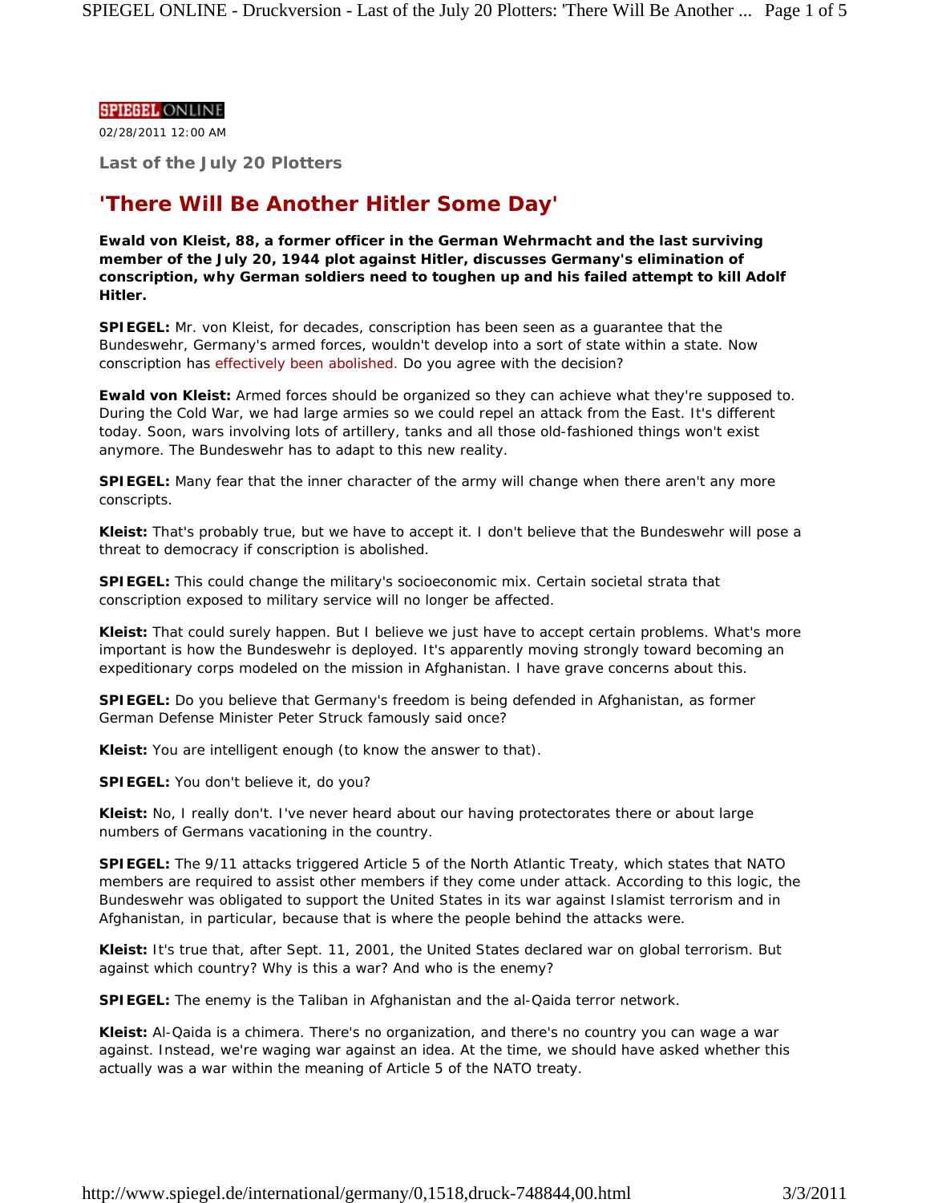SPIEGEL ONLINE

02/28/2011 12:00 AM

### Last of the July 20 Plotters

# 'There Will Be Another Hitler Some Day'

**Ewald von Kleist, 88, a former officer in the German Wehrmacht and the last surviving member of the July 20, 1944 plot against Hitler, discusses Germany's elimination of conscription, why German soldiers need to toughen up and his failed attempt to kill Adolf Hitler.**

**SPIEGEL:** Mr. von Kleist, for decades, conscription has been seen as a guarantee that the Bundeswehr, Germany's armed forces, wouldn't develop into a sort of state within a state. Now conscription has effectively been abolished. Do you agree with the decision?

**Ewald von Kleist:** Armed forces should be organized so they can achieve what they're supposed to. During the Cold War, we had large armies so we could repel an attack from the East. It's different today. Soon, wars involving lots of artillery, tanks and all those old-fashioned things won't exist anymore. The Bundeswehr has to adapt to this new reality.

**SPIEGEL:** Many fear that the inner character of the army will change when there aren't any more conscripts.

**Kleist:** That's probably true, but we have to accept it. I don't believe that the Bundeswehr will pose a threat to democracy if conscription is abolished.

**SPIEGEL:** This could change the military's socioeconomic mix. Certain societal strata that conscription exposed to military service will no longer be affected.

**Kleist:** That could surely happen. But I believe we just have to accept certain problems. What's more important is how the Bundeswehr is deployed. It's apparently moving strongly toward becoming an expeditionary corps modeled on the mission in Afghanistan. I have grave concerns about this.

**SPIEGEL:** Do you believe that Germany's freedom is being defended in Afghanistan, as former German Defense Minister Peter Struck famously said once?

**Kleist:** You are intelligent enough (to know the answer to that).

**SPIEGEL:** You don't believe it, do you?

**Kleist:** No, I really don't. I've never heard about our having protectorates there or about large numbers of Germans vacationing in the country.

**SPIEGEL:** The 9/11 attacks triggered Article 5 of the North Atlantic Treaty, which states that NATO members are required to assist other members if they come under attack. According to this logic, the Bundeswehr was obligated to support the United States in its war against Islamist terrorism and in Afghanistan, in particular, because that is where the people behind the attacks were.

**Kleist:** It's true that, after Sept. 11, 2001, the United States declared war on global terrorism. But against which country? Why is this a war? And who is the enemy?

**SPIEGEL:** The enemy is the Taliban in Afghanistan and the al-Qaida terror network.

**Kleist:** Al-Qaida is a chimera. There's no organization, and there's no country you can wage a war against. Instead, we're waging war against an idea. At the time, we should have asked whether this actually was a war within the meaning of Article 5 of the NATO treaty.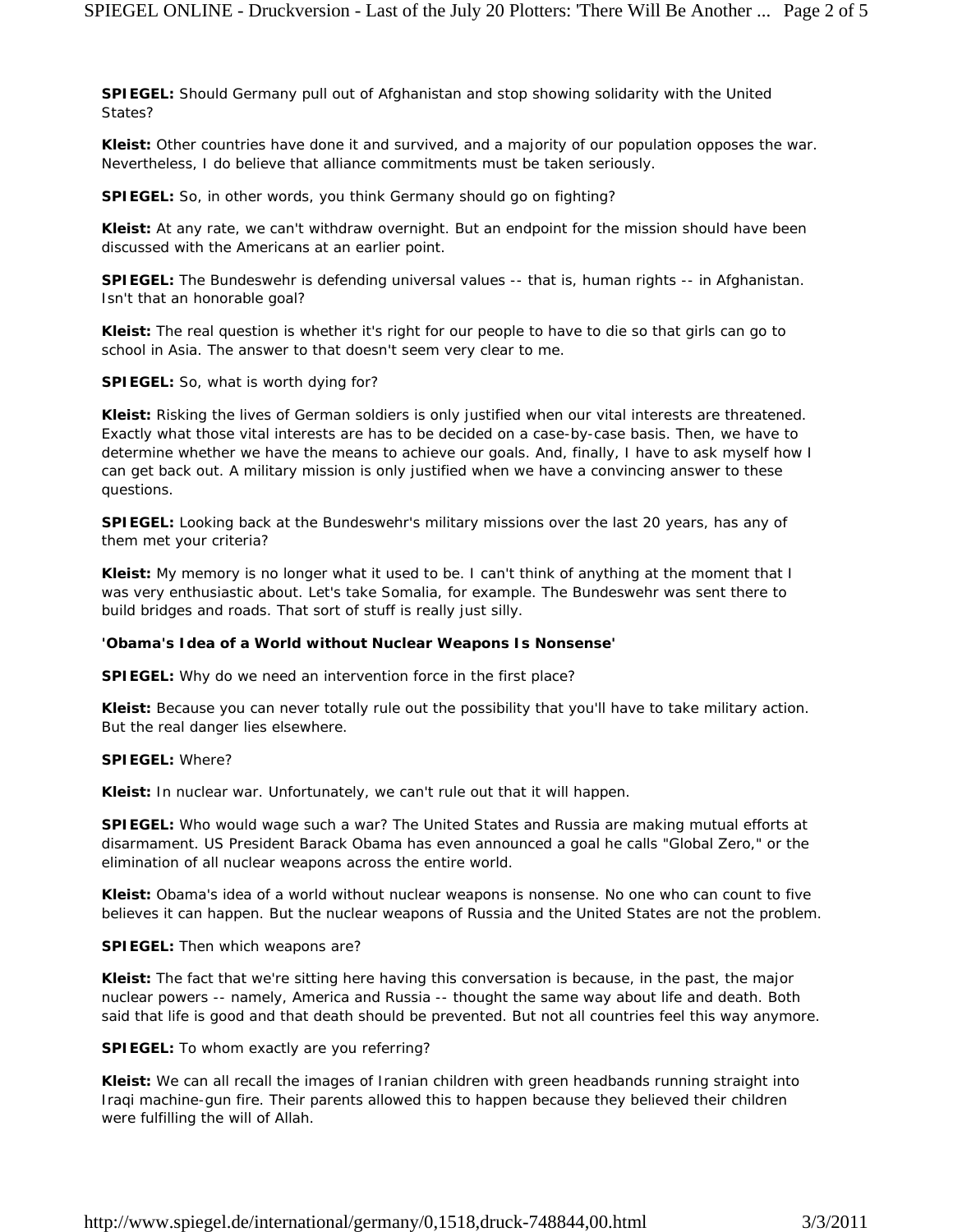**SPIEGEL:** Should Germany pull out of Afghanistan and stop showing solidarity with the United States?

**Kleist:** Other countries have done it and survived, and a majority of our population opposes the war. Nevertheless, I do believe that alliance commitments must be taken seriously.

**SPIEGEL:** So, in other words, you think Germany should go on fighting?

**Kleist:** At any rate, we can't withdraw overnight. But an endpoint for the mission should have been discussed with the Americans at an earlier point.

**SPIEGEL:** The Bundeswehr is defending universal values -- that is, human rights -- in Afghanistan. Isn't that an honorable goal?

**Kleist:** The real question is whether it's right for our people to have to die so that girls can go to school in Asia. The answer to that doesn't seem very clear to me.

**SPIEGEL:** So, what is worth dying for?

**Kleist:** Risking the lives of German soldiers is only justified when our vital interests are threatened. Exactly what those vital interests are has to be decided on a case-by-case basis. Then, we have to determine whether we have the means to achieve our goals. And, finally, I have to ask myself how I can get back out. A military mission is only justified when we have a convincing answer to these questions.

**SPIEGEL:** Looking back at the Bundeswehr's military missions over the last 20 years, has any of them met your criteria?

**Kleist:** My memory is no longer what it used to be. I can't think of anything at the moment that I was very enthusiastic about. Let's take Somalia, for example. The Bundeswehr was sent there to build bridges and roads. That sort of stuff is really just silly.

**'Obama's Idea of a World without Nuclear Weapons Is Nonsense'**

**SPIEGEL:** Why do we need an intervention force in the first place?

**Kleist:** Because you can never totally rule out the possibility that you'll have to take military action. But the real danger lies elsewhere.

**SPIEGEL:** Where?

**Kleist:** In nuclear war. Unfortunately, we can't rule out that it will happen.

**SPIEGEL:** Who would wage such a war? The United States and Russia are making mutual efforts at disarmament. US President Barack Obama has even announced a goal he calls "Global Zero," or the elimination of all nuclear weapons across the entire world.

**Kleist:** Obama's idea of a world without nuclear weapons is nonsense. No one who can count to five believes it can happen. But the nuclear weapons of Russia and the United States are not the problem.

**SPIEGEL:** Then which weapons are?

**Kleist:** The fact that we're sitting here having this conversation is because, in the past, the major nuclear powers -- namely, America and Russia -- thought the same way about life and death. Both said that life is good and that death should be prevented. But not all countries feel this way anymore.

**SPIEGEL:** To whom exactly are you referring?

**Kleist:** We can all recall the images of Iranian children with green headbands running straight into Iraqi machine-gun fire. Their parents allowed this to happen because they believed their children were fulfilling the will of Allah.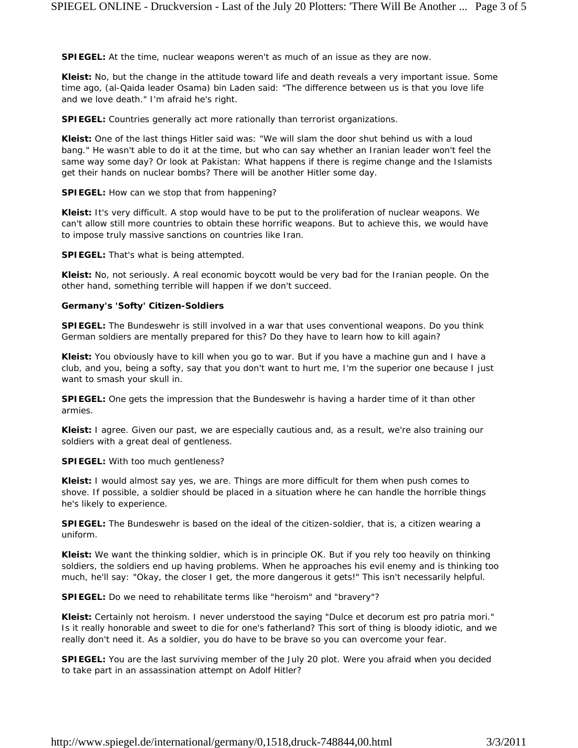**SPIEGEL:** At the time, nuclear weapons weren't as much of an issue as they are now.

**Kleist:** No, but the change in the attitude toward life and death reveals a very important issue. Some time ago, (al-Qaida leader Osama) bin Laden said: "The difference between us is that you love life and we love death." I'm afraid he's right.

**SPIEGEL:** Countries generally act more rationally than terrorist organizations.

**Kleist:** One of the last things Hitler said was: "We will slam the door shut behind us with a loud bang." He wasn't able to do it at the time, but who can say whether an Iranian leader won't feel the same way some day? Or look at Pakistan: What happens if there is regime change and the Islamists get their hands on nuclear bombs? There will be another Hitler some day.

**SPIEGEL:** How can we stop that from happening?

**Kleist:** It's very difficult. A stop would have to be put to the proliferation of nuclear weapons. We can't allow still more countries to obtain these horrific weapons. But to achieve this, we would have to impose truly massive sanctions on countries like Iran.

**SPIEGEL:** That's what is being attempted.

**Kleist:** No, not seriously. A real economic boycott would be very bad for the Iranian people. On the other hand, something terrible will happen if we don't succeed.

**Germany's 'Softy' Citizen-Soldiers**

**SPIEGEL:** The Bundeswehr is still involved in a war that uses conventional weapons. Do you think German soldiers are mentally prepared for this? Do they have to learn how to kill again?

**Kleist:** You obviously have to kill when you go to war. But if you have a machine gun and I have a club, and you, being a softy, say that you don't want to hurt me, I'm the superior one because I just want to smash your skull in.

**SPIEGEL:** One gets the impression that the Bundeswehr is having a harder time of it than other armies.

**Kleist:** I agree. Given our past, we are especially cautious and, as a result, we're also training our soldiers with a great deal of gentleness.

**SPIEGEL:** With too much gentleness?

**Kleist:** I would almost say yes, we are. Things are more difficult for them when push comes to shove. If possible, a soldier should be placed in a situation where he can handle the horrible things he's likely to experience.

**SPIEGEL:** The Bundeswehr is based on the ideal of the citizen-soldier, that is, a citizen wearing a uniform.

**Kleist:** We want the thinking soldier, which is in principle OK. But if you rely too heavily on thinking soldiers, the soldiers end up having problems. When he approaches his evil enemy and is thinking too much, he'll say: "Okay, the closer I get, the more dangerous it gets!" This isn't necessarily helpful.

**SPIEGEL:** Do we need to rehabilitate terms like "heroism" and "bravery"?

**Kleist:** Certainly not heroism. I never understood the saying "Dulce et decorum est pro patria mori." Is it really honorable and sweet to die for one's fatherland? This sort of thing is bloody idiotic, and we really don't need it. As a soldier, you do have to be brave so you can overcome your fear.

**SPIEGEL:** You are the last surviving member of the July 20 plot. Were you afraid when you decided to take part in an assassination attempt on Adolf Hitler?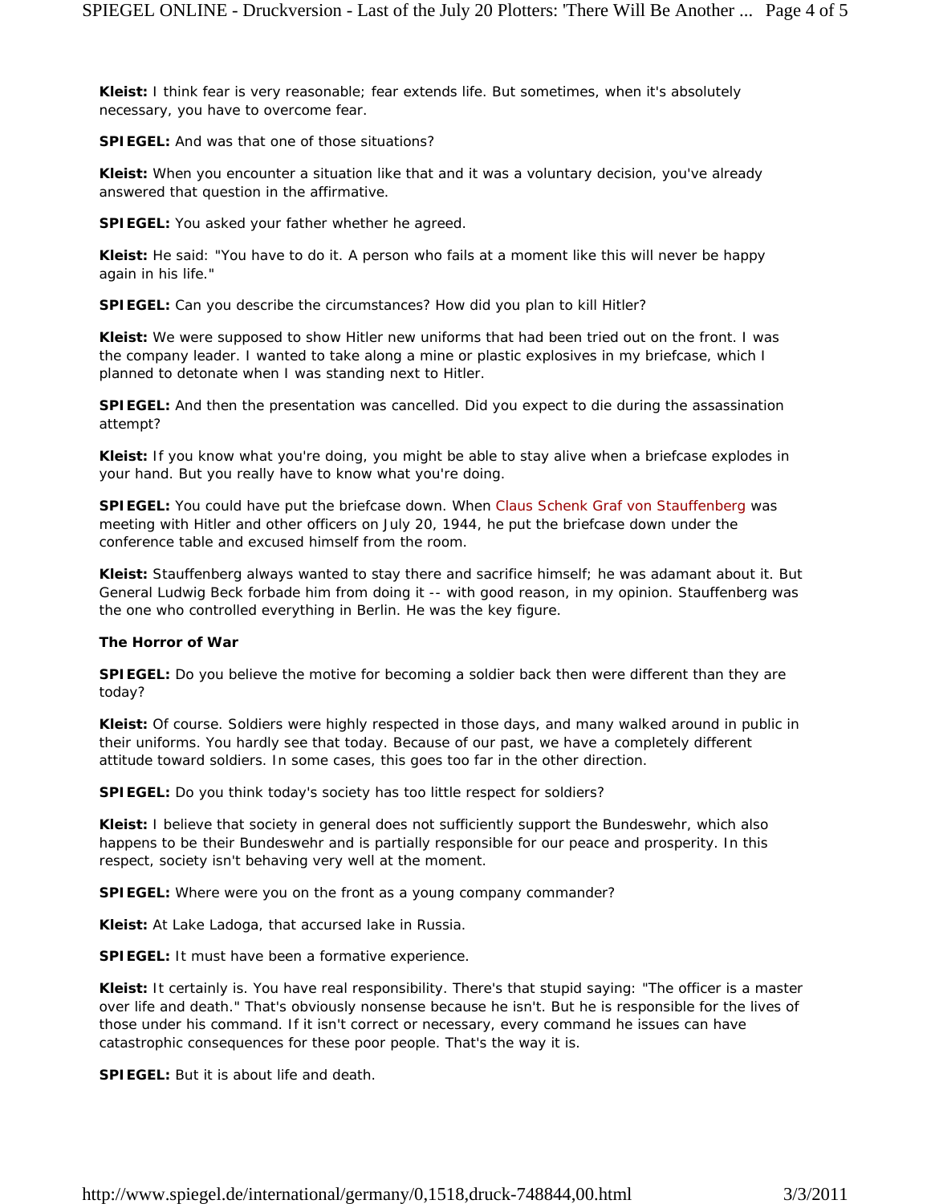**Kleist:** I think fear is very reasonable; fear extends life. But sometimes, when it's absolutely necessary, you have to overcome fear.

**SPIEGEL:** And was that one of those situations?

**Kleist:** When you encounter a situation like that and it was a voluntary decision, you've already answered that question in the affirmative.

**SPIEGEL:** You asked your father whether he agreed.

**Kleist:** He said: "You have to do it. A person who fails at a moment like this will never be happy again in his life."

**SPIEGEL:** Can you describe the circumstances? How did you plan to kill Hitler?

**Kleist:** We were supposed to show Hitler new uniforms that had been tried out on the front. I was the company leader. I wanted to take along a mine or plastic explosives in my briefcase, which I planned to detonate when I was standing next to Hitler.

**SPIEGEL:** And then the presentation was cancelled. Did you expect to die during the assassination attempt?

**Kleist:** If you know what you're doing, you might be able to stay alive when a briefcase explodes in your hand. But you really have to know what you're doing.

**SPIEGEL:** You could have put the briefcase down. When Claus Schenk Graf von Stauffenberg was meeting with Hitler and other officers on July 20, 1944, he put the briefcase down under the conference table and excused himself from the room.

**Kleist:** Stauffenberg always wanted to stay there and sacrifice himself; he was adamant about it. But General Ludwig Beck forbade him from doing it -- with good reason, in my opinion. Stauffenberg was the one who controlled everything in Berlin. He was the key figure.

**The Horror of War**

**SPIEGEL:** Do you believe the motive for becoming a soldier back then were different than they are today?

**Kleist:** Of course. Soldiers were highly respected in those days, and many walked around in public in their uniforms. You hardly see that today. Because of our past, we have a completely different attitude toward soldiers. In some cases, this goes too far in the other direction.

**SPIEGEL:** Do you think today's society has too little respect for soldiers?

**Kleist:** I believe that society in general does not sufficiently support the Bundeswehr, which also happens to be their Bundeswehr and is partially responsible for our peace and prosperity. In this respect, society isn't behaving very well at the moment.

**SPIEGEL:** Where were you on the front as a young company commander?

**Kleist:** At Lake Ladoga, that accursed lake in Russia.

**SPIEGEL:** It must have been a formative experience.

**Kleist:** It certainly is. You have real responsibility. There's that stupid saying: "The officer is a master over life and death." That's obviously nonsense because he isn't. But he is responsible for the lives of those under his command. If it isn't correct or necessary, every command he issues can have catastrophic consequences for these poor people. That's the way it is.

**SPIEGEL:** But it is about life and death.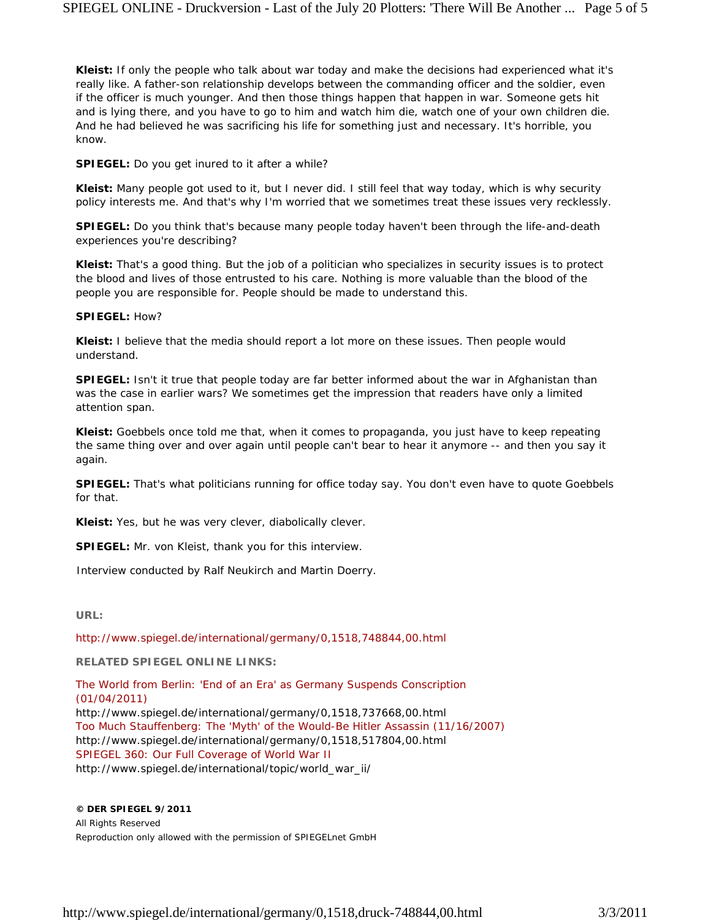**Kleist:** If only the people who talk about war today and make the decisions had experienced what it's really like. A father-son relationship develops between the commanding officer and the soldier, even if the officer is much younger. And then those things happen that happen in war. Someone gets hit and is lying there, and you have to go to him and watch him die, watch one of your own children die. And he had believed he was sacrificing his life for something just and necessary. It's horrible, you know.

**SPIEGEL:** Do you get inured to it after a while?

**Kleist:** Many people got used to it, but I never did. I still feel that way today, which is why security policy interests me. And that's why I'm worried that we sometimes treat these issues very recklessly.

**SPIEGEL:** Do you think that's because many people today haven't been through the life-and-death experiences you're describing?

**Kleist:** That's a good thing. But the job of a politician who specializes in security issues is to protect the blood and lives of those entrusted to his care. Nothing is more valuable than the blood of the people you are responsible for. People should be made to understand this.

**SPIEGEL:** How?

**Kleist:** I believe that the media should report a lot more on these issues. Then people would understand.

**SPIEGEL:** Isn't it true that people today are far better informed about the war in Afghanistan than was the case in earlier wars? We sometimes get the impression that readers have only a limited attention span.

**Kleist:** Goebbels once told me that, when it comes to propaganda, you just have to keep repeating the same thing over and over again until people can't bear to hear it anymore -- and then you say it again.

**SPIEGEL:** That's what politicians running for office today say. You don't even have to quote Goebbels for that.

**Kleist:** Yes, but he was very clever, diabolically clever.

**SPIEGEL:** Mr. von Kleist, thank you for this interview.

Interview conducted by Ralf Neukirch and Martin Doerry.

**URL:**

http://www.spiegel.de/international/germany/0,1518,748844,00.html

**RELATED SPIEGEL ONLINE LINKS:**

The World from Berlin: 'End of an Era' as Germany Suspends Conscription (01/04/2011)
http://www.spiegel.de/international/germany/0,1518,737668,00.html
Too Much Stauffenberg: The 'Myth' of the Would-Be Hitler Assassin (11/16/2007)
http://www.spiegel.de/international/germany/0,1518,517804,00.html
SPIEGEL 360: Our Full Coverage of World War II
http://www.spiegel.de/international/topic/world_war_ii/

**© DER SPIEGEL 9/2011**
All Rights Reserved
Reproduction only allowed with the permission of SPIEGELnet GmbH